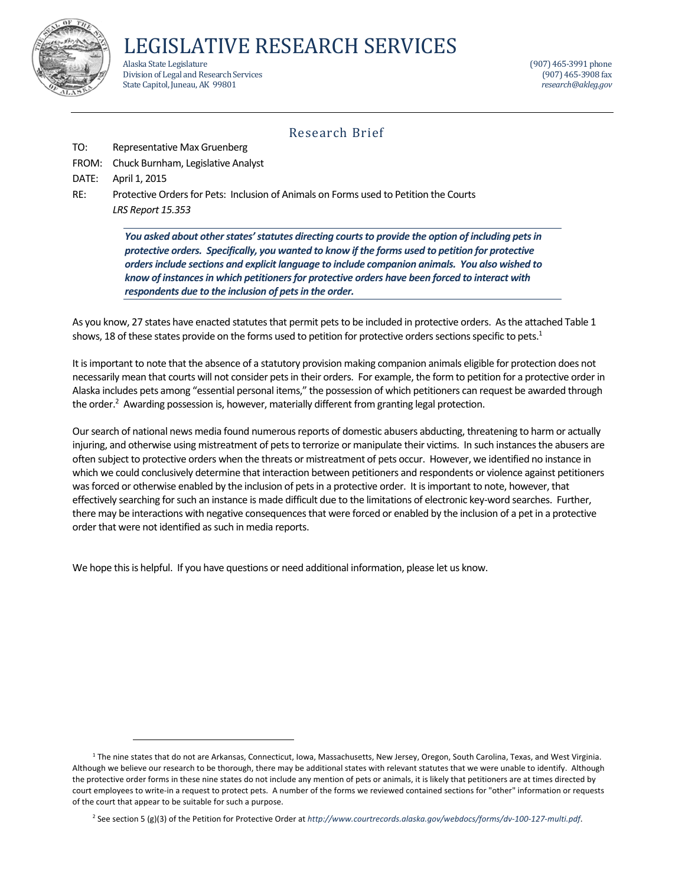# LEGISLATIVE RESEARCH SERVICES

Alaska State Legislature
Division of Legal and Research Services
State Capitol, Juneau, AK 99801

(907) 465-3991 phone
(907) 465-3908 fax
*research@akleg.gov*

---

## Research Brief

TO: Representative Max Gruenberg

FROM: Chuck Burnham, Legislative Analyst

DATE: April 1, 2015

RE: Protective Orders for Pets: Inclusion of Animals on Forms used to Petition the Courts
*LRS Report 15.353*

***You asked about other states' statutes directing courts to provide the option of including pets in protective orders. Specifically, you wanted to know if the forms used to petition for protective orders include sections and explicit language to include companion animals. You also wished to know of instances in which petitioners for protective orders have been forced to interact with respondents due to the inclusion of pets in the order.***

As you know, 27 states have enacted statutes that permit pets to be included in protective orders. As the attached Table 1 shows, 18 of these states provide on the forms used to petition for protective orders sections specific to pets.[1]

It is important to note that the absence of a statutory provision making companion animals eligible for protection does not necessarily mean that courts will not consider pets in their orders. For example, the form to petition for a protective order in Alaska includes pets among "essential personal items," the possession of which petitioners can request be awarded through the order.[2] Awarding possession is, however, materially different from granting legal protection.

Our search of national news media found numerous reports of domestic abusers abducting, threatening to harm or actually injuring, and otherwise using mistreatment of pets to terrorize or manipulate their victims. In such instances the abusers are often subject to protective orders when the threats or mistreatment of pets occur. However, we identified no instance in which we could conclusively determine that interaction between petitioners and respondents or violence against petitioners was forced or otherwise enabled by the inclusion of pets in a protective order. It is important to note, however, that effectively searching for such an instance is made difficult due to the limitations of electronic key-word searches. Further, there may be interactions with negative consequences that were forced or enabled by the inclusion of a pet in a protective order that were not identified as such in media reports.

We hope this is helpful. If you have questions or need additional information, please let us know.

---

[1] The nine states that do not are Arkansas, Connecticut, Iowa, Massachusetts, New Jersey, Oregon, South Carolina, Texas, and West Virginia. Although we believe our research to be thorough, there may be additional states with relevant statutes that we were unable to identify. Although the protective order forms in these nine states do not include any mention of pets or animals, it is likely that petitioners are at times directed by court employees to write-in a request to protect pets. A number of the forms we reviewed contained sections for "other" information or requests of the court that appear to be suitable for such a purpose.

[2] See section 5 (g)(3) of the Petition for Protective Order at *http://www.courtrecords.alaska.gov/webdocs/forms/dv-100-127-multi.pdf*.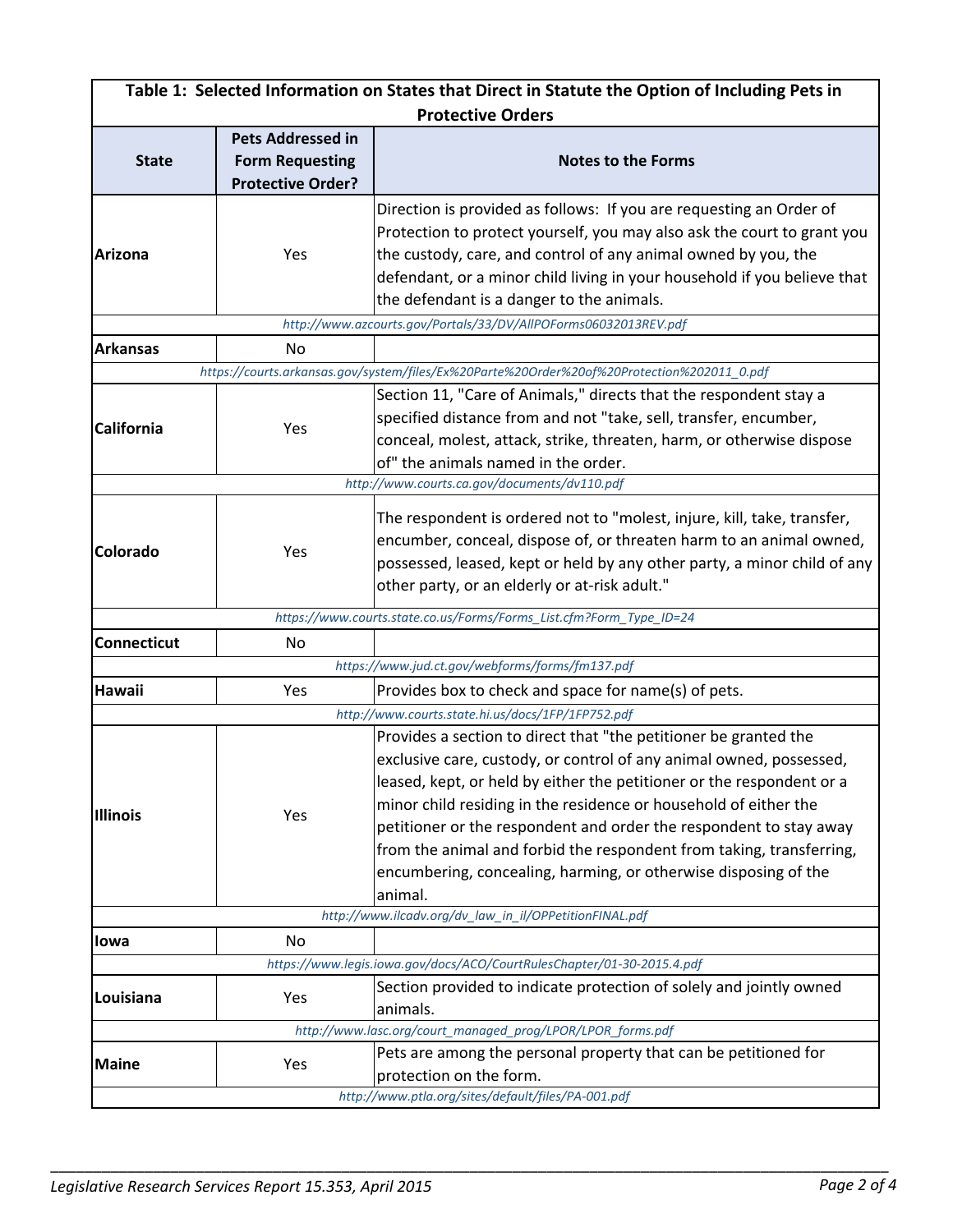**Table 1: Selected Information on States that Direct in Statute the Option of Including Pets in Protective Orders**

| State | Pets Addressed in Form Requesting Protective Order? | Notes to the Forms |
|---|---|---|
| **Arizona** | Yes | Direction is provided as follows: If you are requesting an Order of Protection to protect yourself, you may also ask the court to grant you the custody, care, and control of any animal owned by you, the defendant, or a minor child living in your household if you believe that the defendant is a danger to the animals. |
| *http://www.azcourts.gov/Portals/33/DV/AllPOForms06032013REV.pdf* | | |
| **Arkansas** | No | |
| *https://courts.arkansas.gov/system/files/Ex%20Parte%20Order%20of%20Protection%202011_0.pdf* | | |
| **California** | Yes | Section 11, "Care of Animals," directs that the respondent stay a specified distance from and not "take, sell, transfer, encumber, conceal, molest, attack, strike, threaten, harm, or otherwise dispose of" the animals named in the order. |
| *http://www.courts.ca.gov/documents/dv110.pdf* | | |
| **Colorado** | Yes | The respondent is ordered not to "molest, injure, kill, take, transfer, encumber, conceal, dispose of, or threaten harm to an animal owned, possessed, leased, kept or held by any other party, a minor child of any other party, or an elderly or at-risk adult." |
| *https://www.courts.state.co.us/Forms/Forms_List.cfm?Form_Type_ID=24* | | |
| **Connecticut** | No | |
| *https://www.jud.ct.gov/webforms/forms/fm137.pdf* | | |
| **Hawaii** | Yes | Provides box to check and space for name(s) of pets. |
| *http://www.courts.state.hi.us/docs/1FP/1FP752.pdf* | | |
| **Illinois** | Yes | Provides a section to direct that "the petitioner be granted the exclusive care, custody, or control of any animal owned, possessed, leased, kept, or held by either the petitioner or the respondent or a minor child residing in the residence or household of either the petitioner or the respondent and order the respondent to stay away from the animal and forbid the respondent from taking, transferring, encumbering, concealing, harming, or otherwise disposing of the animal. |
| *http://www.ilcadv.org/dv_law_in_il/OPPetitionFINAL.pdf* | | |
| **Iowa** | No | |
| *https://www.legis.iowa.gov/docs/ACO/CourtRulesChapter/01-30-2015.4.pdf* | | |
| **Louisiana** | Yes | Section provided to indicate protection of solely and jointly owned animals. |
| *http://www.lasc.org/court_managed_prog/LPOR/LPOR_forms.pdf* | | |
| **Maine** | Yes | Pets are among the personal property that can be petitioned for protection on the form. |
| *http://www.ptla.org/sites/default/files/PA-001.pdf* | | |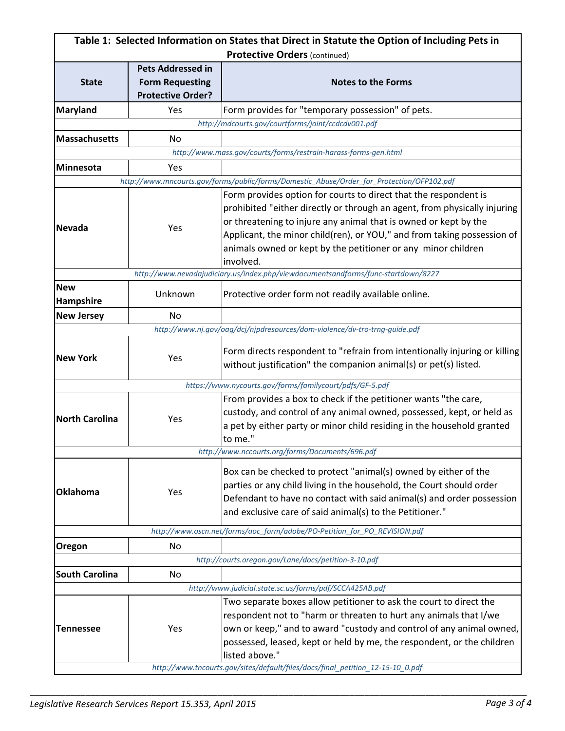**Table 1: Selected Information on States that Direct in Statute the Option of Including Pets in Protective Orders** (continued)

| State | Pets Addressed in Form Requesting Protective Order? | Notes to the Forms |
|---|---|---|
| **Maryland** | Yes | Form provides for "temporary possession" of pets. |
| | | *http://mdcourts.gov/courtforms/joint/ccdcdv001.pdf* |
| **Massachusetts** | No | |
| | | *http://www.mass.gov/courts/forms/restrain-harass-forms-gen.html* |
| **Minnesota** | Yes | |
| | | *http://www.mncourts.gov/forms/public/forms/Domestic_Abuse/Order_for_Protection/OFP102.pdf* |
| **Nevada** | Yes | Form provides option for courts to direct that the respondent is prohibited "either directly or through an agent, from physically injuring or threatening to injure any animal that is owned or kept by the Applicant, the minor child(ren), or YOU," and from taking possession of animals owned or kept by the petitioner or any minor children involved. |
| | | *http://www.nevadajudiciary.us/index.php/viewdocumentsandforms/func-startdown/8227* |
| **New Hampshire** | Unknown | Protective order form not readily available online. |
| **New Jersey** | No | |
| | | *http://www.nj.gov/oag/dcj/njpdresources/dom-violence/dv-tro-trng-guide.pdf* |
| **New York** | Yes | Form directs respondent to "refrain from intentionally injuring or killing without justification" the companion animal(s) or pet(s) listed. |
| | | *https://www.nycourts.gov/forms/familycourt/pdfs/GF-5.pdf* |
| **North Carolina** | Yes | From provides a box to check if the petitioner wants "the care, custody, and control of any animal owned, possessed, kept, or held as a pet by either party or minor child residing in the household granted to me." |
| | | *http://www.nccourts.org/forms/Documents/696.pdf* |
| **Oklahoma** | Yes | Box can be checked to protect "animal(s) owned by either of the parties or any child living in the household, the Court should order Defendant to have no contact with said animal(s) and order possession and exclusive care of said animal(s) to the Petitioner." |
| | | *http://www.oscn.net/forms/aoc_form/adobe/PO-Petition_for_PO_REVISION.pdf* |
| **Oregon** | No | |
| | | *http://courts.oregon.gov/Lane/docs/petition-3-10.pdf* |
| **South Carolina** | No | |
| | | *http://www.judicial.state.sc.us/forms/pdf/SCCA425AB.pdf* |
| **Tennessee** | Yes | Two separate boxes allow petitioner to ask the court to direct the respondent not to "harm or threaten to hurt any animals that I/we own or keep," and to award "custody and control of any animal owned, possessed, leased, kept or held by me, the respondent, or the children listed above." |
| | | *http://www.tncourts.gov/sites/default/files/docs/final_petition_12-15-10_0.pdf* |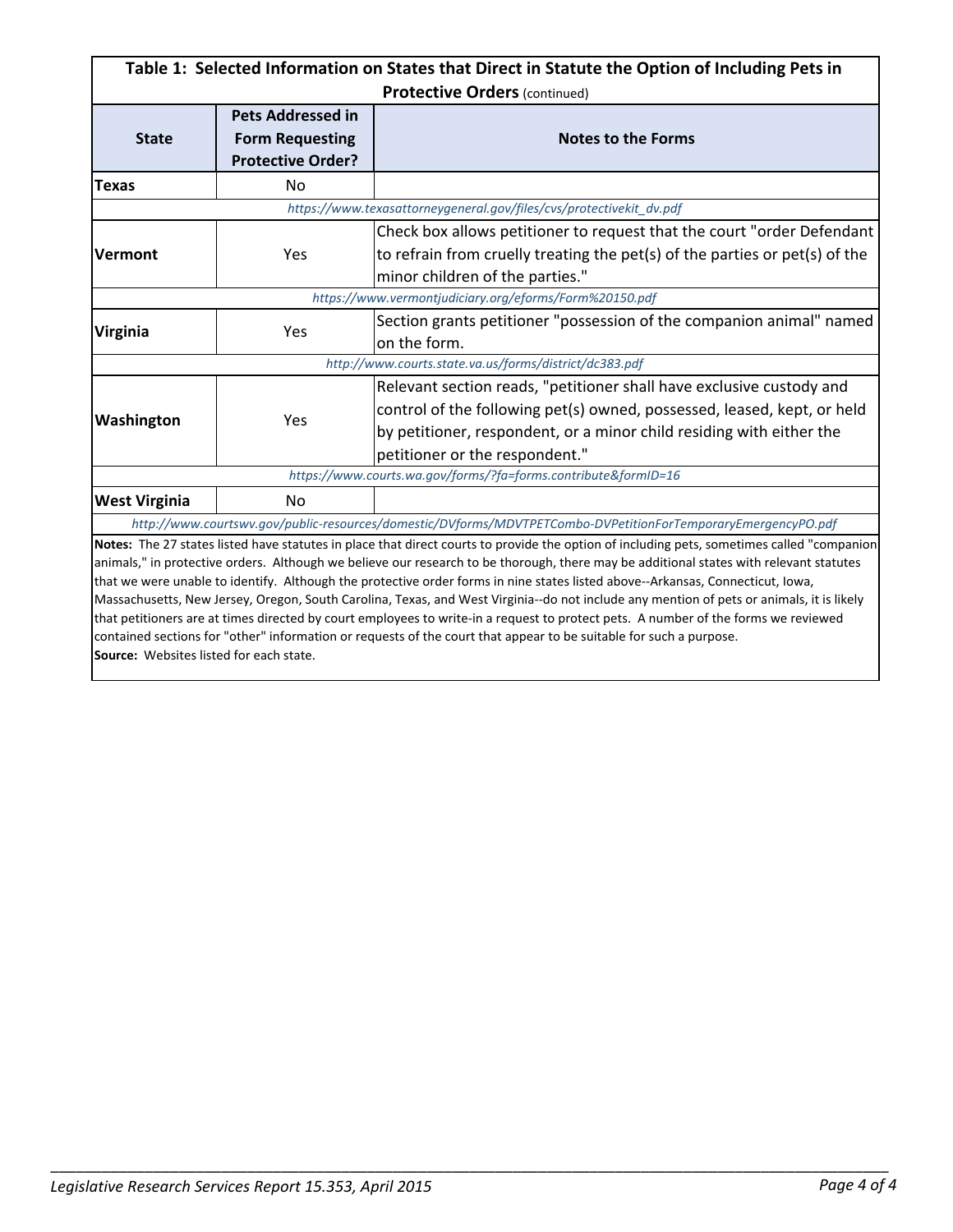**Table 1: Selected Information on States that Direct in Statute the Option of Including Pets in Protective Orders** (continued)

| State | Pets Addressed in Form Requesting Protective Order? | Notes to the Forms |
|---|---|---|
| **Texas** | No | |
| *https://www.texasattorneygeneral.gov/files/cvs/protectivekit_dv.pdf* | | |
| **Vermont** | Yes | Check box allows petitioner to request that the court "order Defendant to refrain from cruelly treating the pet(s) of the parties or pet(s) of the minor children of the parties." |
| *https://www.vermontjudiciary.org/eforms/Form%20150.pdf* | | |
| **Virginia** | Yes | Section grants petitioner "possession of the companion animal" named on the form. |
| *http://www.courts.state.va.us/forms/district/dc383.pdf* | | |
| **Washington** | Yes | Relevant section reads, "petitioner shall have exclusive custody and control of the following pet(s) owned, possessed, leased, kept, or held by petitioner, respondent, or a minor child residing with either the petitioner or the respondent." |
| *https://www.courts.wa.gov/forms/?fa=forms.contribute&formID=16* | | |
| **West Virginia** | No | |
| *http://www.courtswv.gov/public-resources/domestic/DVforms/MDVTPETCombo-DVPetitionForTemporaryEmergencyPO.pdf* | | |

**Notes:** The 27 states listed have statutes in place that direct courts to provide the option of including pets, sometimes called "companion animals," in protective orders. Although we believe our research to be thorough, there may be additional states with relevant statutes that we were unable to identify. Although the protective order forms in nine states listed above--Arkansas, Connecticut, Iowa, Massachusetts, New Jersey, Oregon, South Carolina, Texas, and West Virginia--do not include any mention of pets or animals, it is likely that petitioners are at times directed by court employees to write-in a request to protect pets. A number of the forms we reviewed contained sections for "other" information or requests of the court that appear to be suitable for such a purpose.

**Source:** Websites listed for each state.